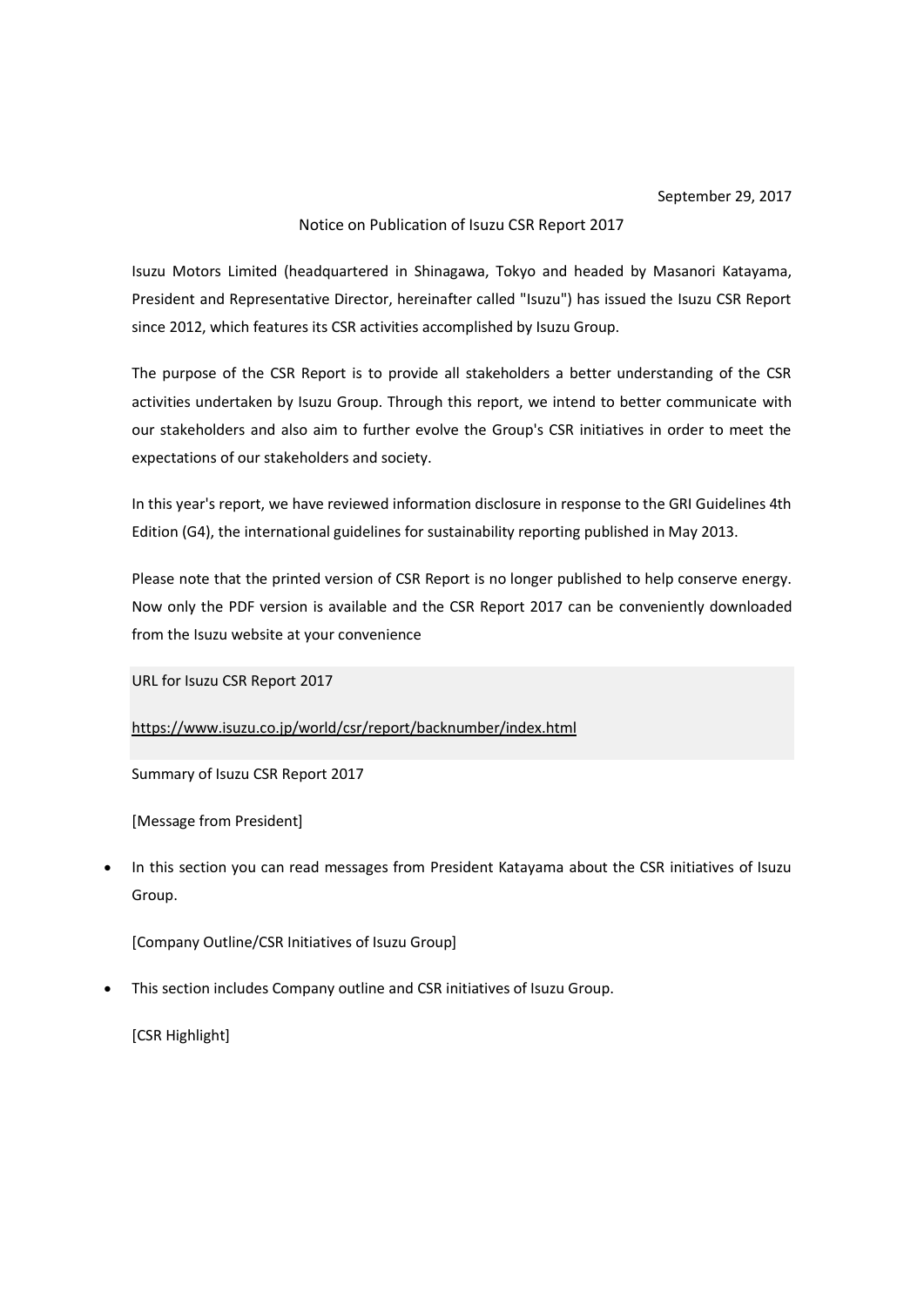September 29, 2017

Notice on Publication of Isuzu CSR Report 2017

Isuzu Motors Limited (headquartered in Shinagawa, Tokyo and headed by Masanori Katayama, President and Representative Director, hereinafter called "Isuzu") has issued the Isuzu CSR Report since 2012, which features its CSR activities accomplished by Isuzu Group.

The purpose of the CSR Report is to provide all stakeholders a better understanding of the CSR activities undertaken by Isuzu Group. Through this report, we intend to better communicate with our stakeholders and also aim to further evolve the Group's CSR initiatives in order to meet the expectations of our stakeholders and society.

In this year's report, we have reviewed information disclosure in response to the GRI Guidelines 4th Edition (G4), the international guidelines for sustainability reporting published in May 2013.

Please note that the printed version of CSR Report is no longer published to help conserve energy. Now only the PDF version is available and the CSR Report 2017 can be conveniently downloaded from the Isuzu website at your convenience

URL for Isuzu CSR Report 2017

https://www.isuzu.co.jp/world/csr/report/backnumber/index.html

Summary of Isuzu CSR Report 2017

[Message from President]

- In this section you can read messages from President Katayama about the CSR initiatives of Isuzu Group.

[Company Outline/CSR Initiatives of Isuzu Group]

- This section includes Company outline and CSR initiatives of Isuzu Group.

[CSR Highlight]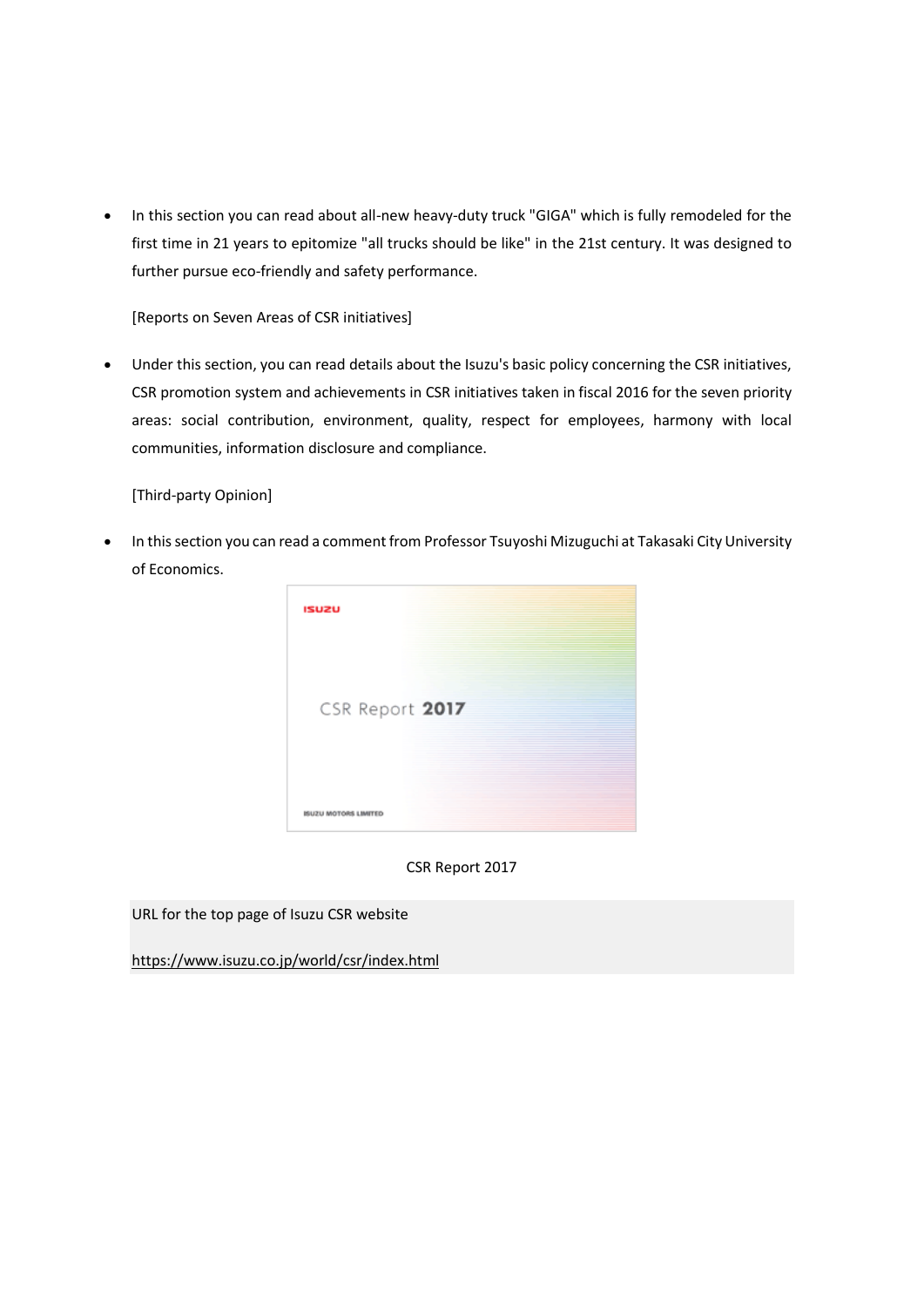- In this section you can read about all-new heavy-duty truck "GIGA" which is fully remodeled for the first time in 21 years to epitomize "all trucks should be like" in the 21st century. It was designed to further pursue eco-friendly and safety performance.

  [Reports on Seven Areas of CSR initiatives]

- Under this section, you can read details about the Isuzu's basic policy concerning the CSR initiatives, CSR promotion system and achievements in CSR initiatives taken in fiscal 2016 for the seven priority areas: social contribution, environment, quality, respect for employees, harmony with local communities, information disclosure and compliance.

  [Third-party Opinion]

- In this section you can read a comment from Professor Tsuyoshi Mizuguchi at Takasaki City University of Economics.

CSR Report 2017

URL for the top page of Isuzu CSR website

https://www.isuzu.co.jp/world/csr/index.html